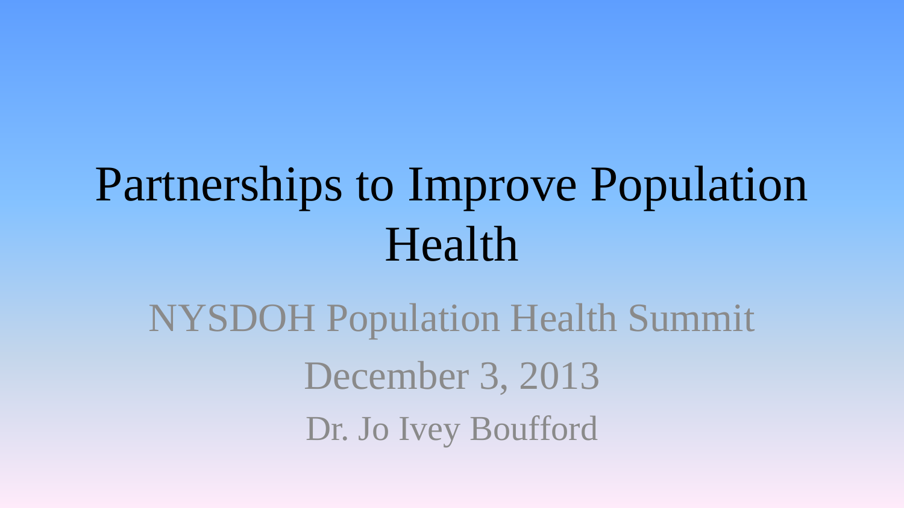# Partnerships to Improve Population Health

NYSDOH Population Health Summit

December 3, 2013

Dr. Jo Ivey Boufford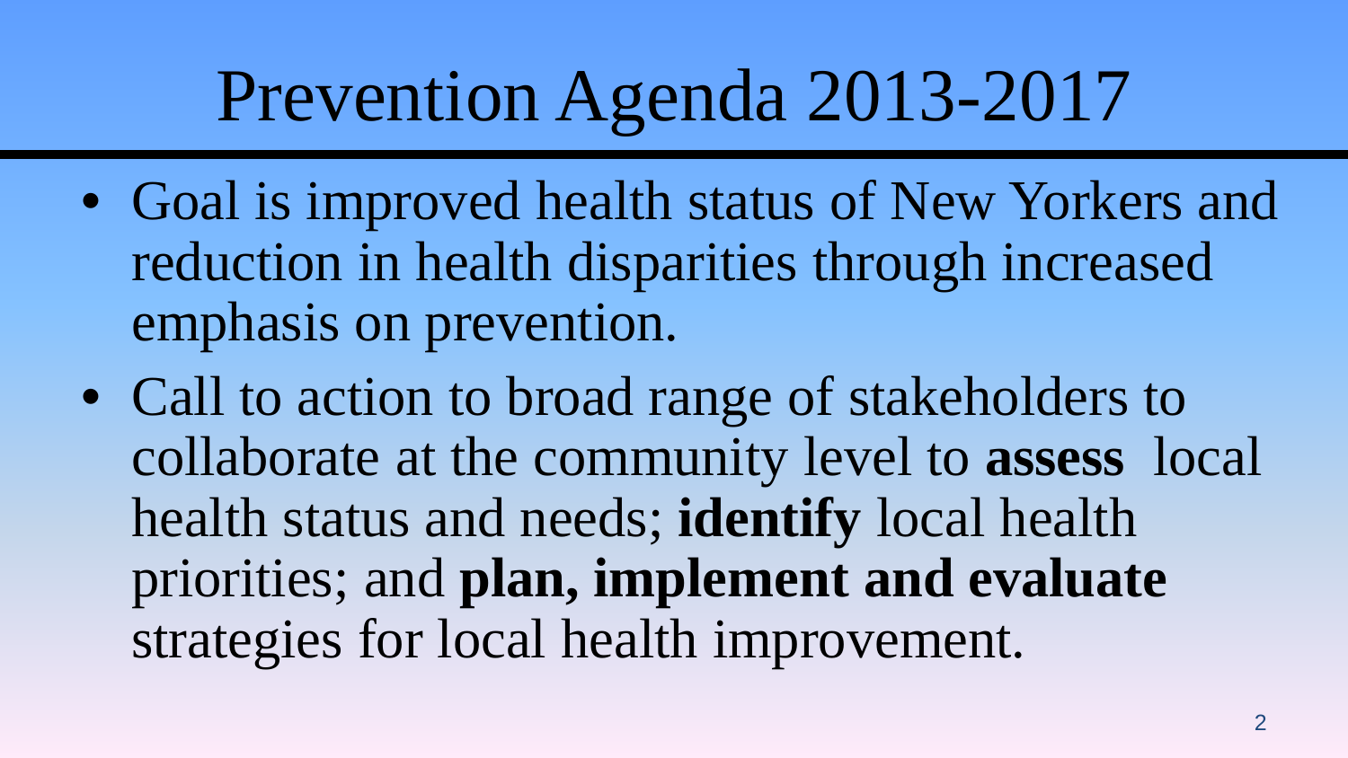# Prevention Agenda 2013-2017

- Goal is improved health status of New Yorkers and reduction in health disparities through increased emphasis on prevention.
- Call to action to broad range of stakeholders to collaborate at the community level to **assess** local health status and needs; **identify** local health priorities; and **plan, implement and evaluate** strategies for local health improvement.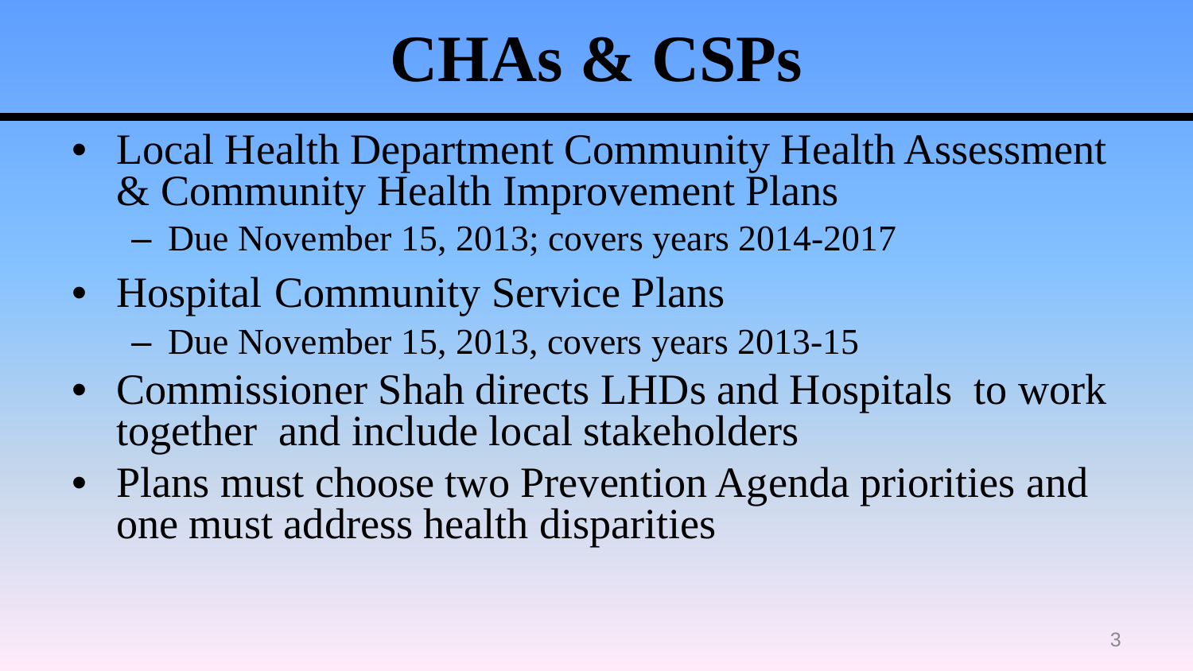# CHAs & CSPs

- Local Health Department Community Health Assessment & Community Health Improvement Plans
  - Due November 15, 2013; covers years 2014-2017
- Hospital Community Service Plans
  - Due November 15, 2013, covers years 2013-15
- Commissioner Shah directs LHDs and Hospitals to work together and include local stakeholders
- Plans must choose two Prevention Agenda priorities and one must address health disparities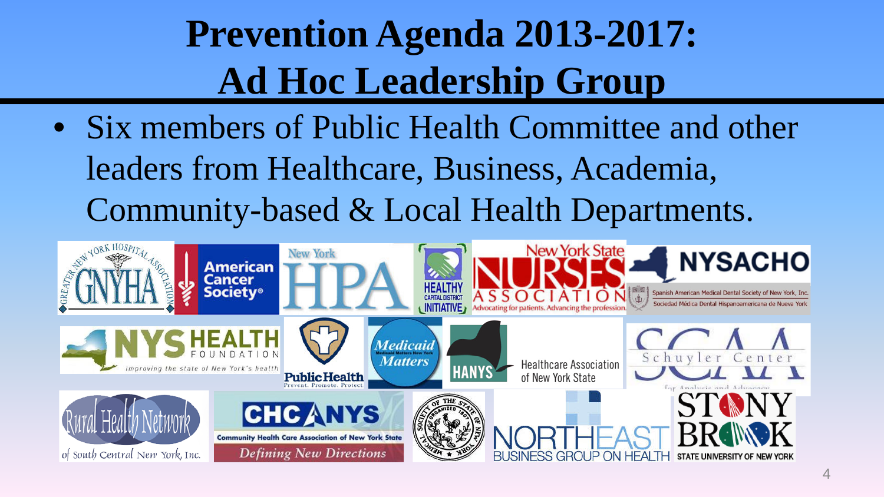# Prevention Agenda 2013-2017: Ad Hoc Leadership Group

- Six members of Public Health Committee and other leaders from Healthcare, Business, Academia, Community-based & Local Health Departments.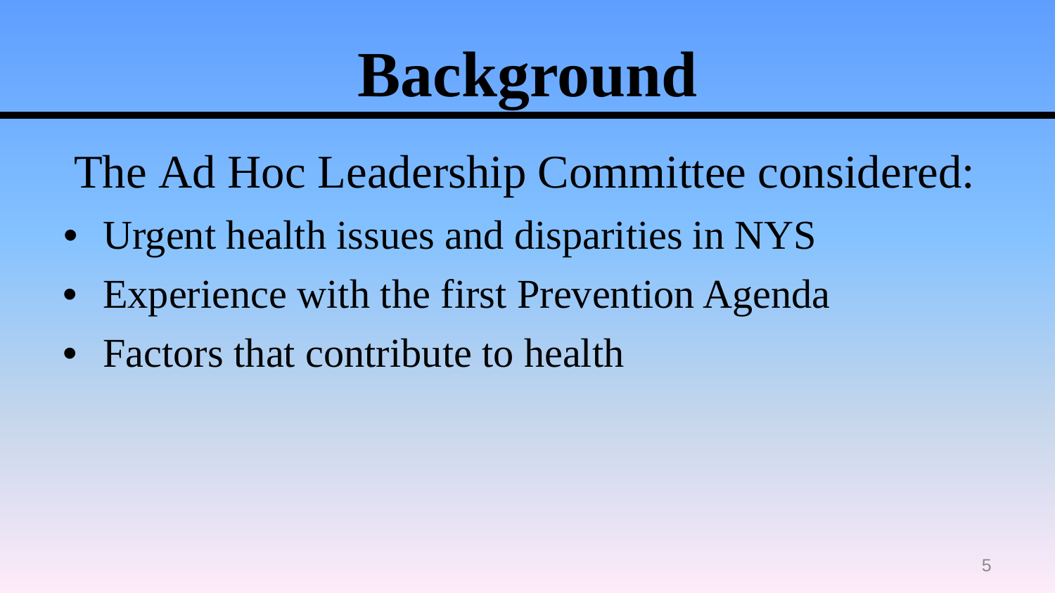# Background

The Ad Hoc Leadership Committee considered:

- Urgent health issues and disparities in NYS
- Experience with the first Prevention Agenda
- Factors that contribute to health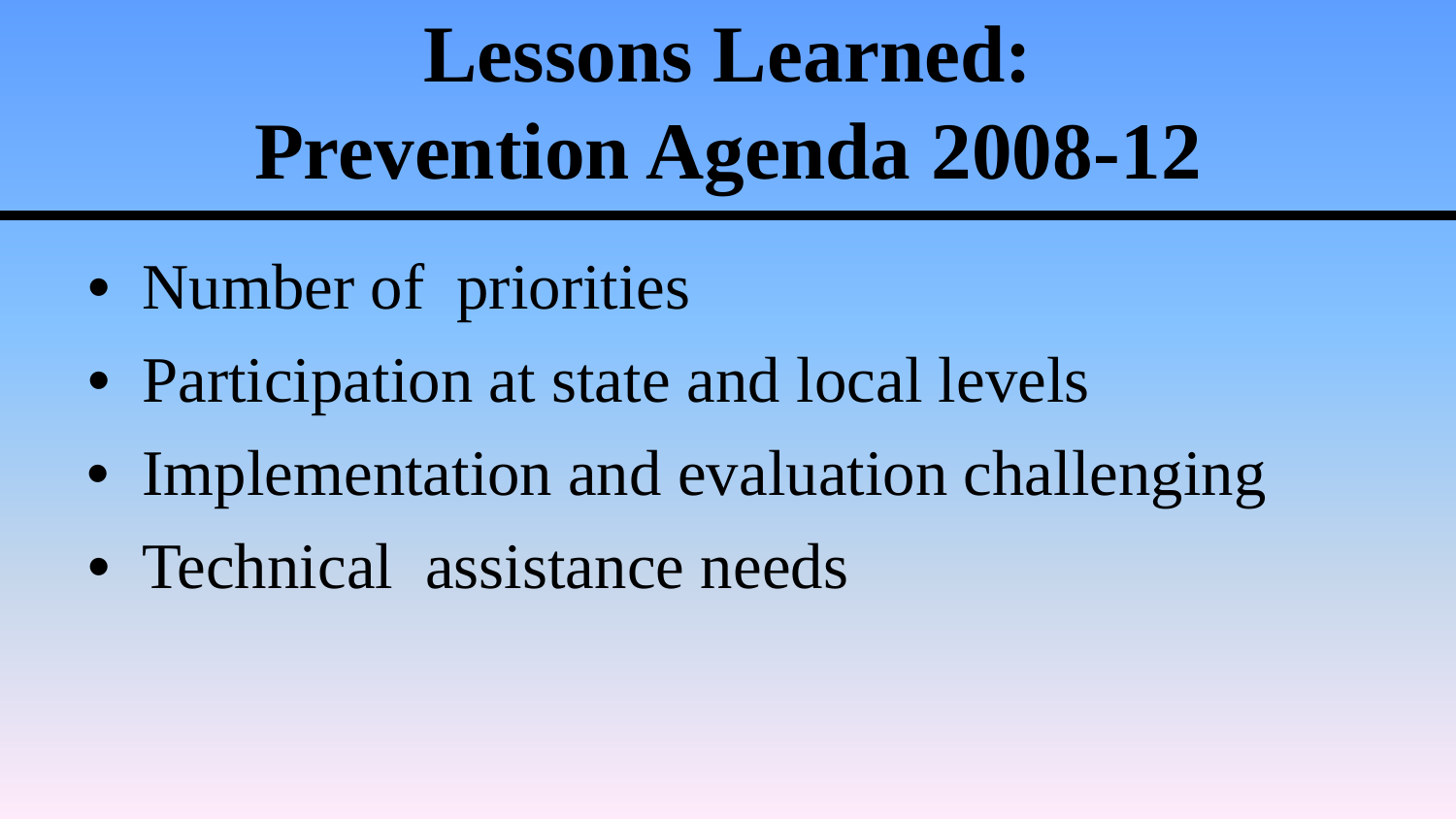# Lessons Learned: Prevention Agenda 2008-12

- Number of priorities
- Participation at state and local levels
- Implementation and evaluation challenging
- Technical assistance needs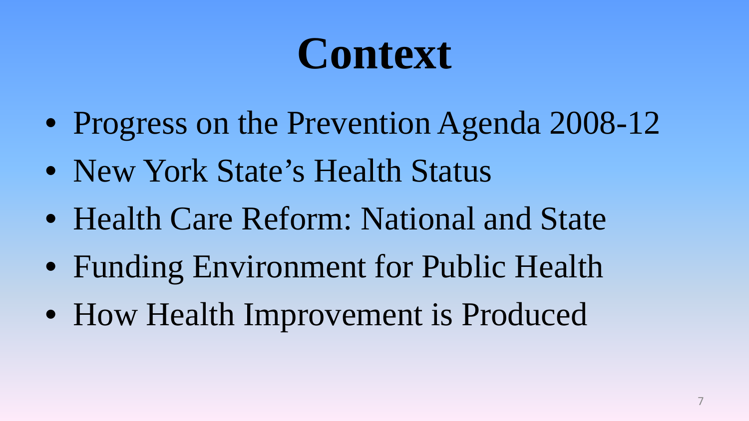# Context

- Progress on the Prevention Agenda 2008-12
- New York State’s Health Status
- Health Care Reform: National and State
- Funding Environment for Public Health
- How Health Improvement is Produced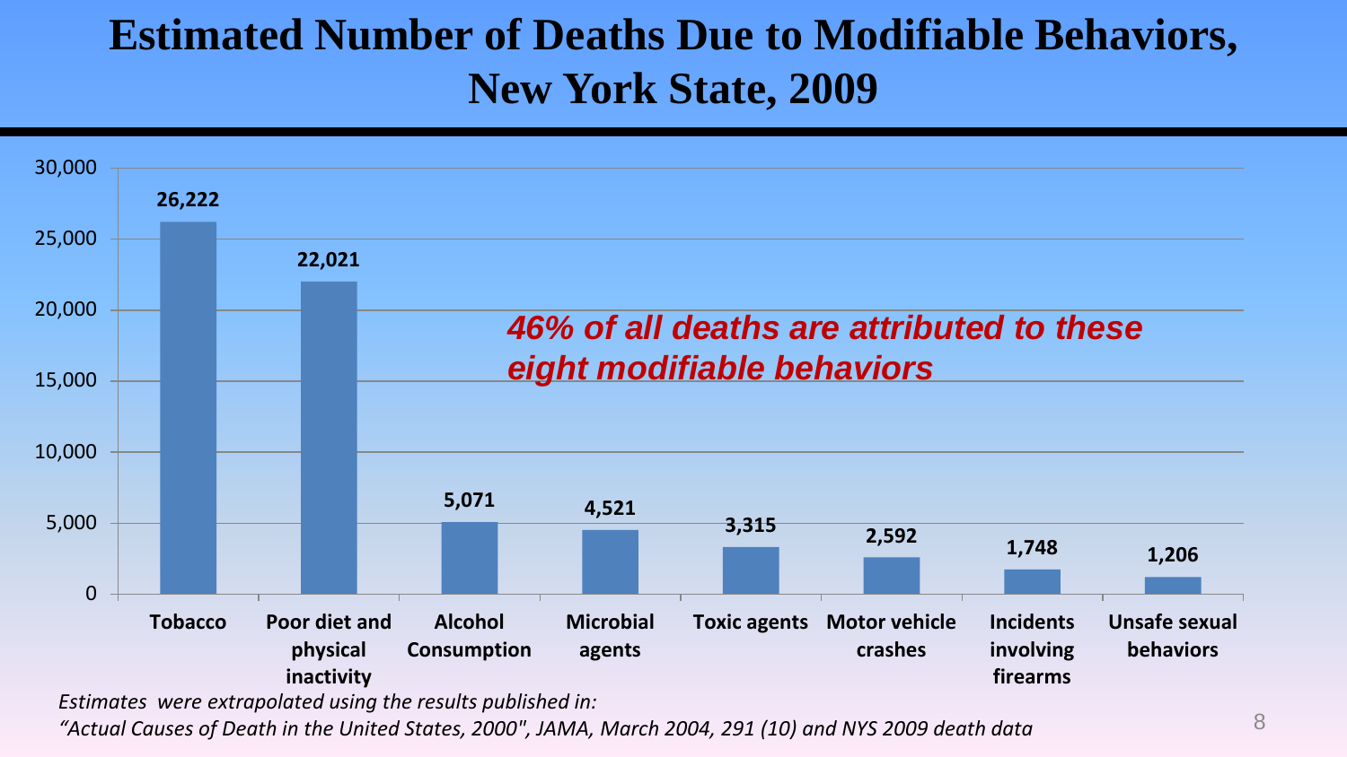# Estimated Number of Deaths Due to Modifiable Behaviors, New York State, 2009

| Behavior | Estimated Number of Deaths |
|---|---|
| Tobacco | 26,222 |
| Poor diet and physical inactivity | 22,021 |
| Alcohol Consumption | 5,071 |
| Microbial agents | 4,521 |
| Toxic agents | 3,315 |
| Motor vehicle crashes | 2,592 |
| Incidents involving firearms | 1,748 |
| Unsafe sexual behaviors | 1,206 |

***46% of all deaths are attributed to these eight modifiable behaviors***

*Estimates were extrapolated using the results published in:*
*"Actual Causes of Death in the United States, 2000", JAMA, March 2004, 291 (10) and NYS 2009 death data*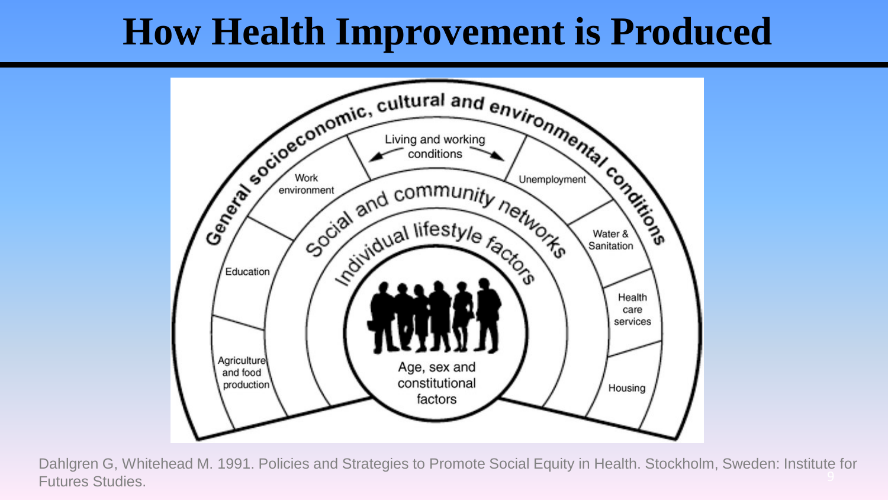# How Health Improvement is Produced

General socioeconomic, cultural and environmental conditions

Living and working conditions

- Work environment
- Education
- Agriculture and food production
- Unemployment
- Water & Sanitation
- Health care services
- Housing

Social and community networks

Individual lifestyle factors

Age, sex and constitutional factors

Dahlgren G, Whitehead M. 1991. Policies and Strategies to Promote Social Equity in Health. Stockholm, Sweden: Institute for Futures Studies.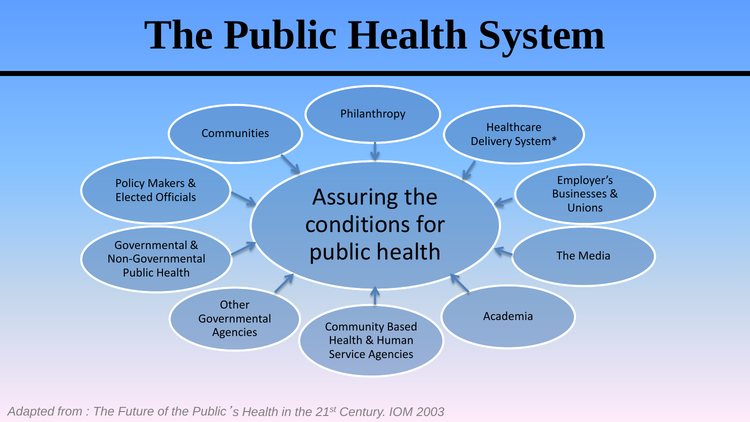# The Public Health System

- Assuring the conditions for public health
  - Communities
  - Philanthropy
  - Healthcare Delivery System*
  - Policy Makers & Elected Officials
  - Employer's Businesses & Unions
  - Governmental & Non-Governmental Public Health
  - The Media
  - Other Governmental Agencies
  - Community Based Health & Human Service Agencies
  - Academia

*Adapted from : The Future of the Public's Health in the 21st Century. IOM 2003*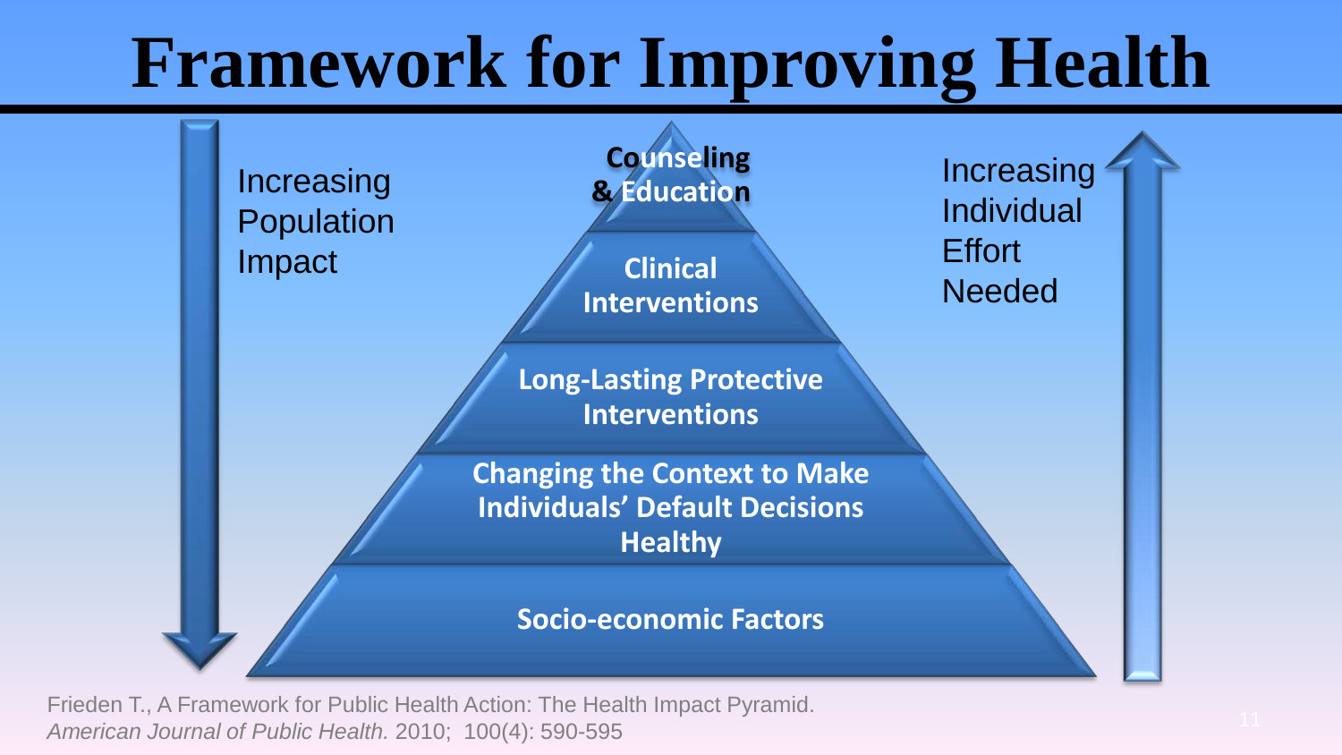# Framework for Improving Health

Increasing Population Impact

Increasing Individual Effort Needed

- Counseling & Education
- Clinical Interventions
- Long-Lasting Protective Interventions
- Changing the Context to Make Individuals' Default Decisions Healthy
- Socio-economic Factors

Frieden T., A Framework for Public Health Action: The Health Impact Pyramid. *American Journal of Public Health.* 2010; 100(4): 590-595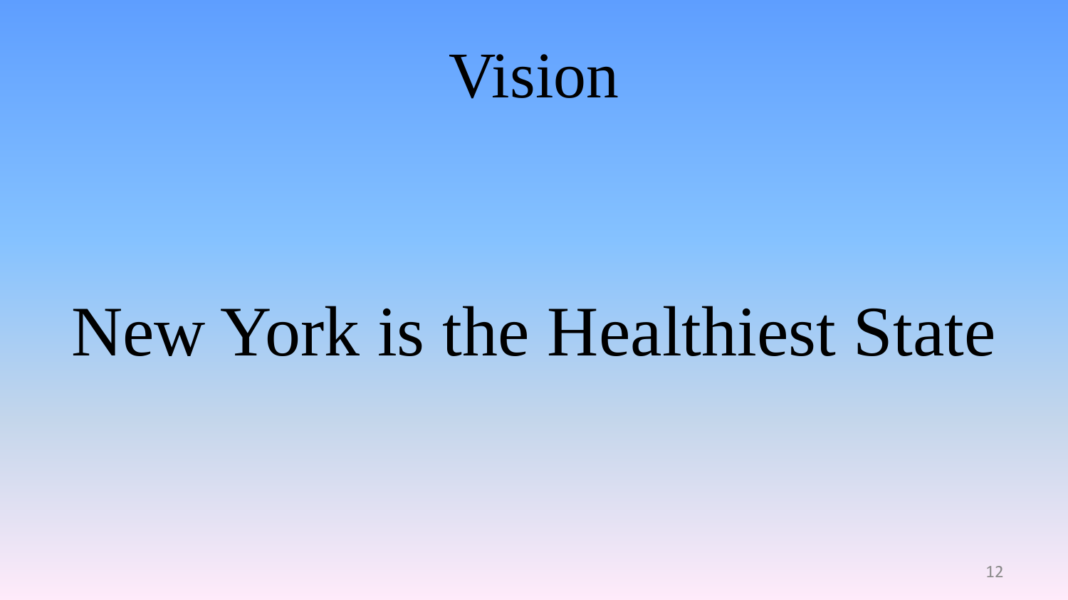# Vision

New York is the Healthiest State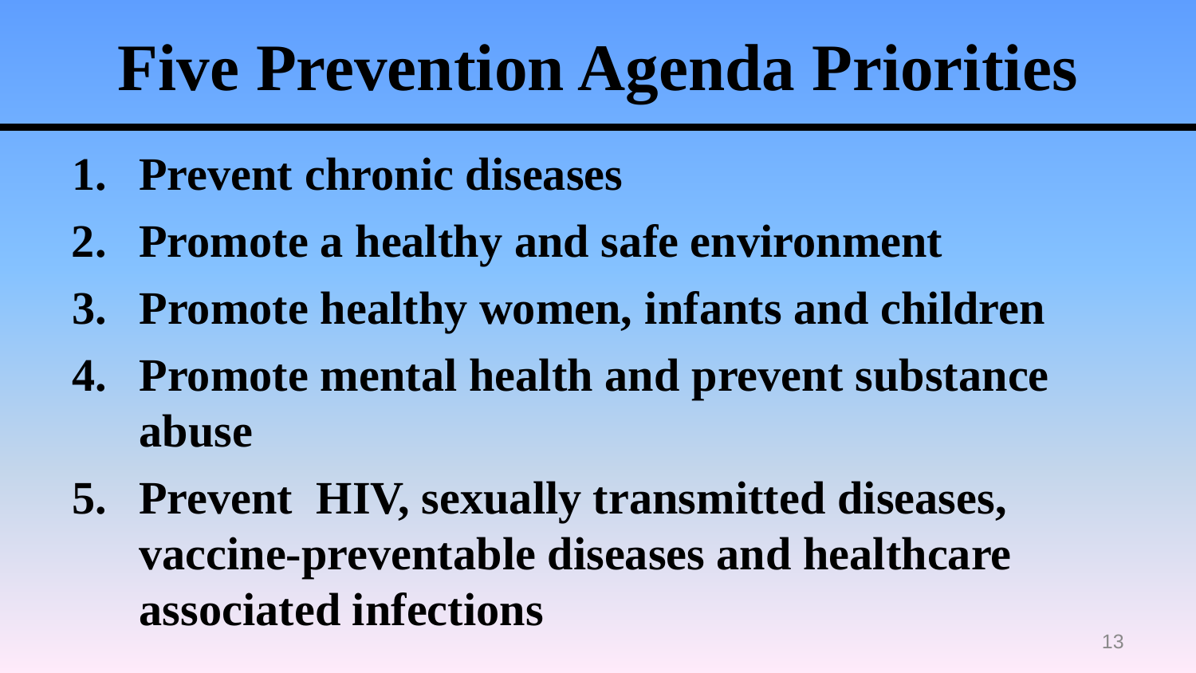# Five Prevention Agenda Priorities

1. **Prevent chronic diseases**
2. **Promote a healthy and safe environment**
3. **Promote healthy women, infants and children**
4. **Promote mental health and prevent substance abuse**
5. **Prevent HIV, sexually transmitted diseases, vaccine-preventable diseases and healthcare associated infections**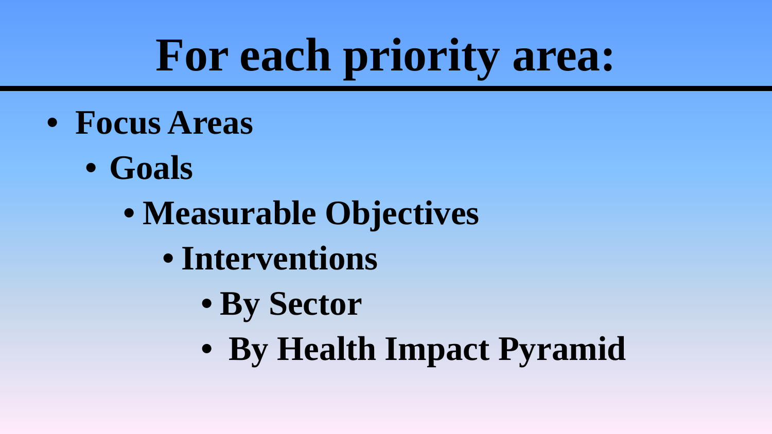# For each priority area:

- **Focus Areas**
  - **Goals**
    - **Measurable Objectives**
      - **Interventions**
        - **By Sector**
        - **By Health Impact Pyramid**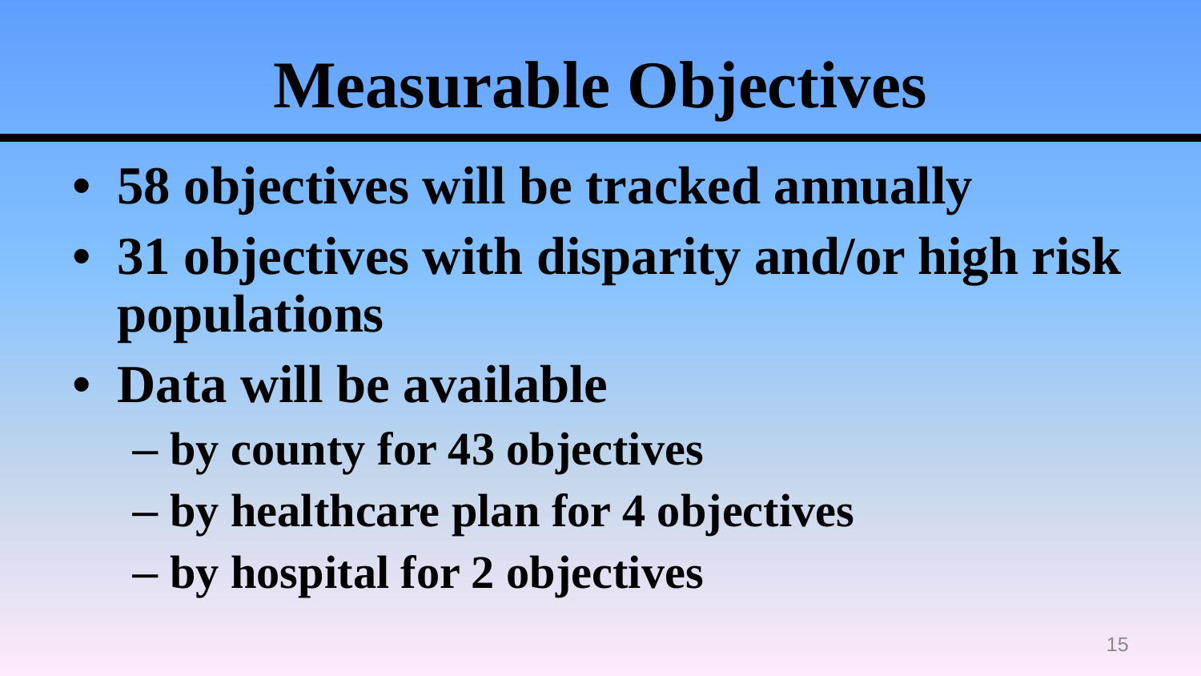# Measurable Objectives

- **58 objectives will be tracked annually**
- **31 objectives with disparity and/or high risk populations**
- **Data will be available**
  - **by county for 43 objectives**
  - **by healthcare plan for 4 objectives**
  - **by hospital for 2 objectives**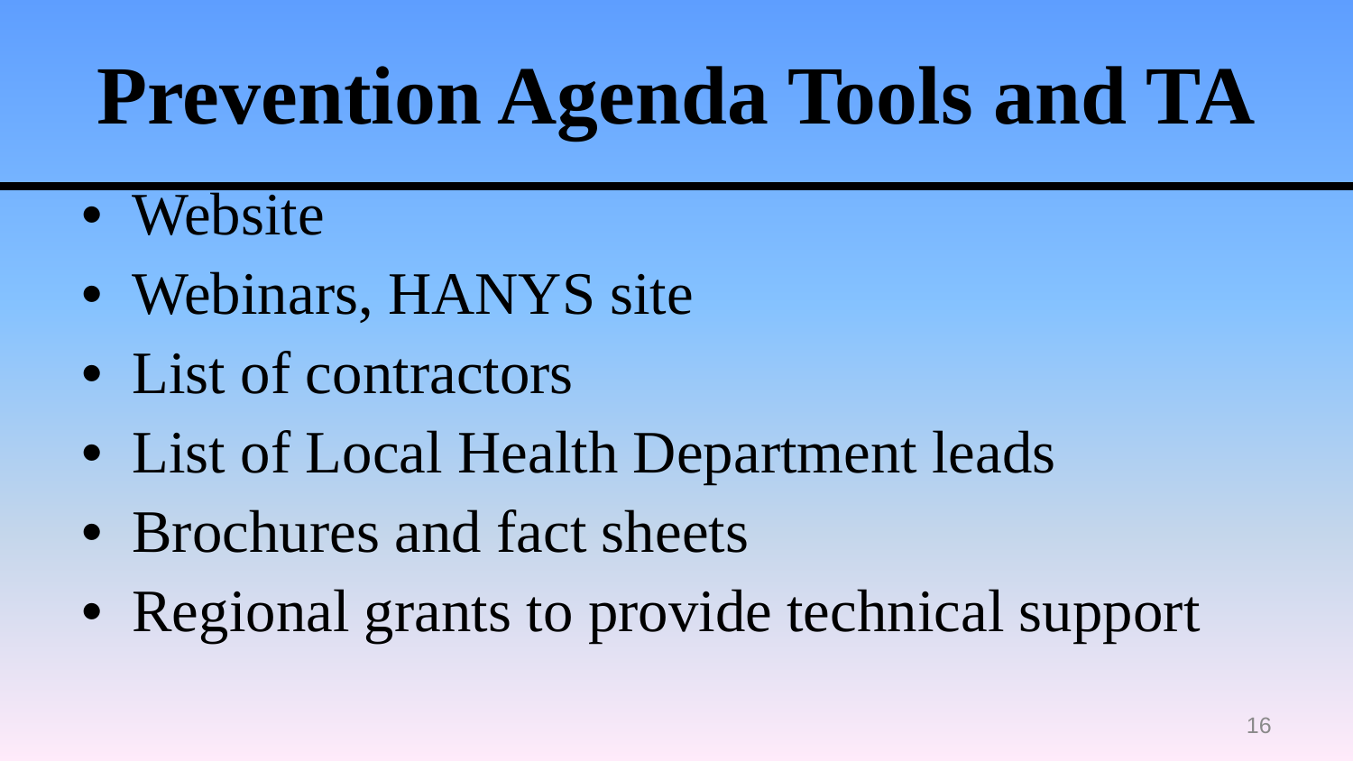# Prevention Agenda Tools and TA

- Website
- Webinars, HANYS site
- List of contractors
- List of Local Health Department leads
- Brochures and fact sheets
- Regional grants to provide technical support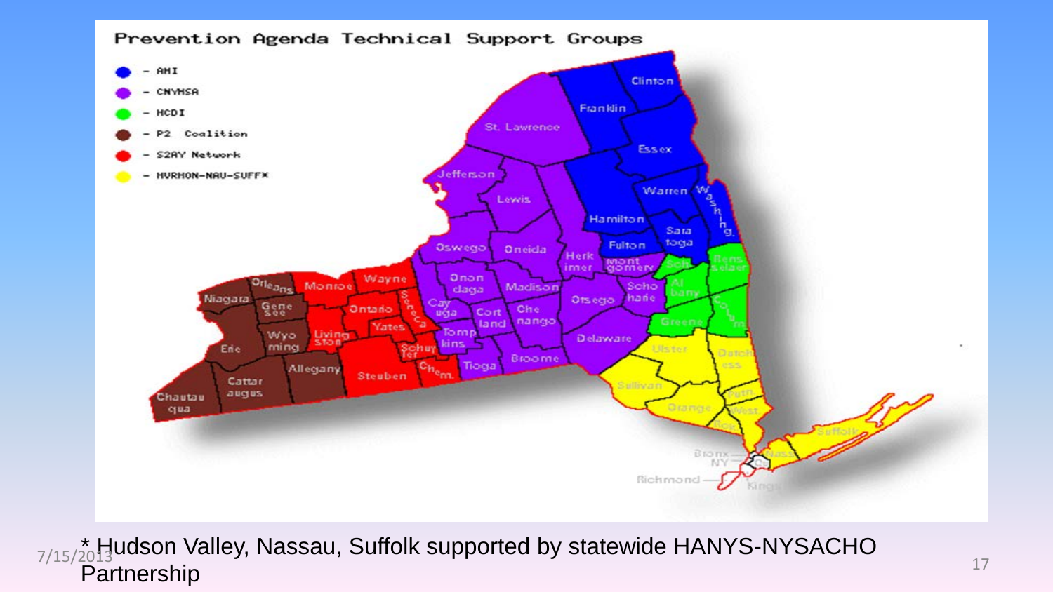## Prevention Agenda Technical Support Groups

- AHI
- CNYHSA
- HCDI
- P2 Coalition
- S2AY Network
- HVRHON-NAU-SUFF*

\* Hudson Valley, Nassau, Suffolk supported by statewide HANYS-NYSACHO Partnership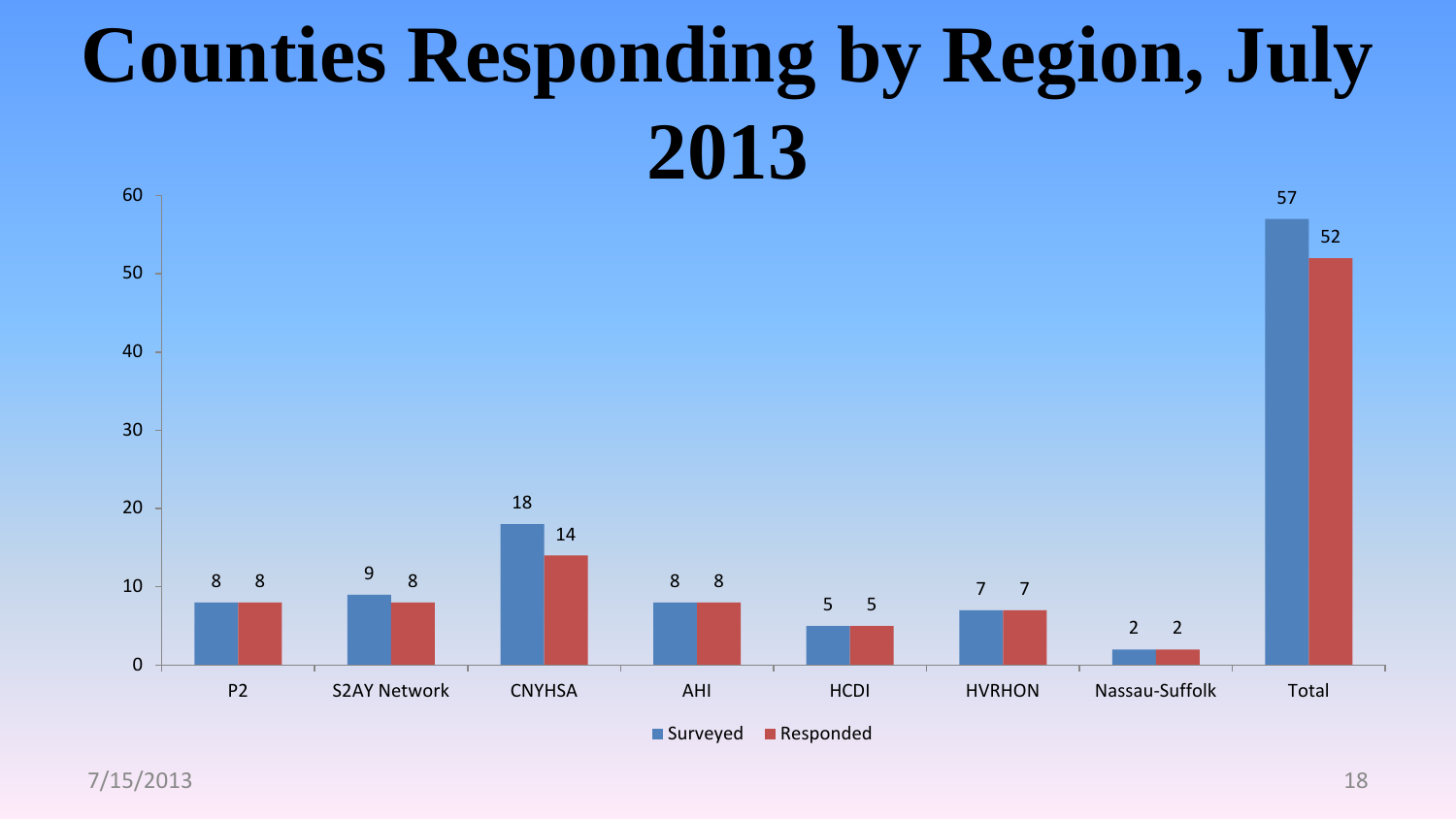# Counties Responding by Region, July 2013

| Region | Surveyed | Responded |
| --- | --- | --- |
| P2 | 8 | 8 |
| S2AY Network | 9 | 8 |
| CNYHSA | 18 | 14 |
| AHI | 8 | 8 |
| HCDI | 5 | 5 |
| HVRHON | 7 | 7 |
| Nassau-Suffolk | 2 | 2 |
| Total | 57 | 52 |

7/15/2013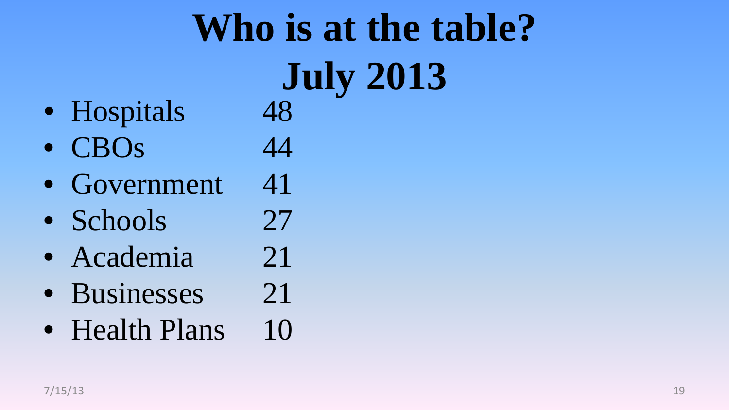# Who is at the table?
# July 2013

- Hospitals 48
- CBOs 44
- Government 41
- Schools 27
- Academia 21
- Businesses 21
- Health Plans 10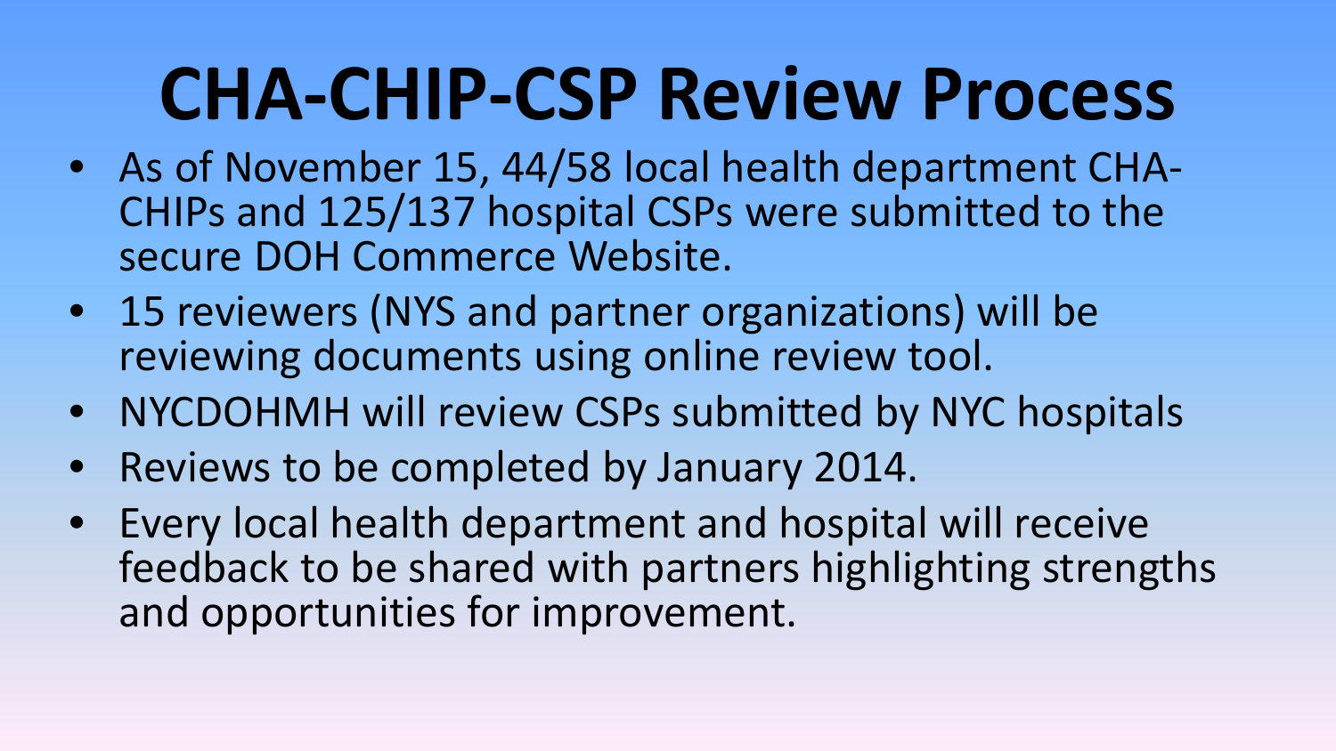# CHA-CHIP-CSP Review Process

- As of November 15, 44/58 local health department CHA-CHIPs and 125/137 hospital CSPs were submitted to the secure DOH Commerce Website.
- 15 reviewers (NYS and partner organizations) will be reviewing documents using online review tool.
- NYCDOHMH will review CSPs submitted by NYC hospitals
- Reviews to be completed by January 2014.
- Every local health department and hospital will receive feedback to be shared with partners highlighting strengths and opportunities for improvement.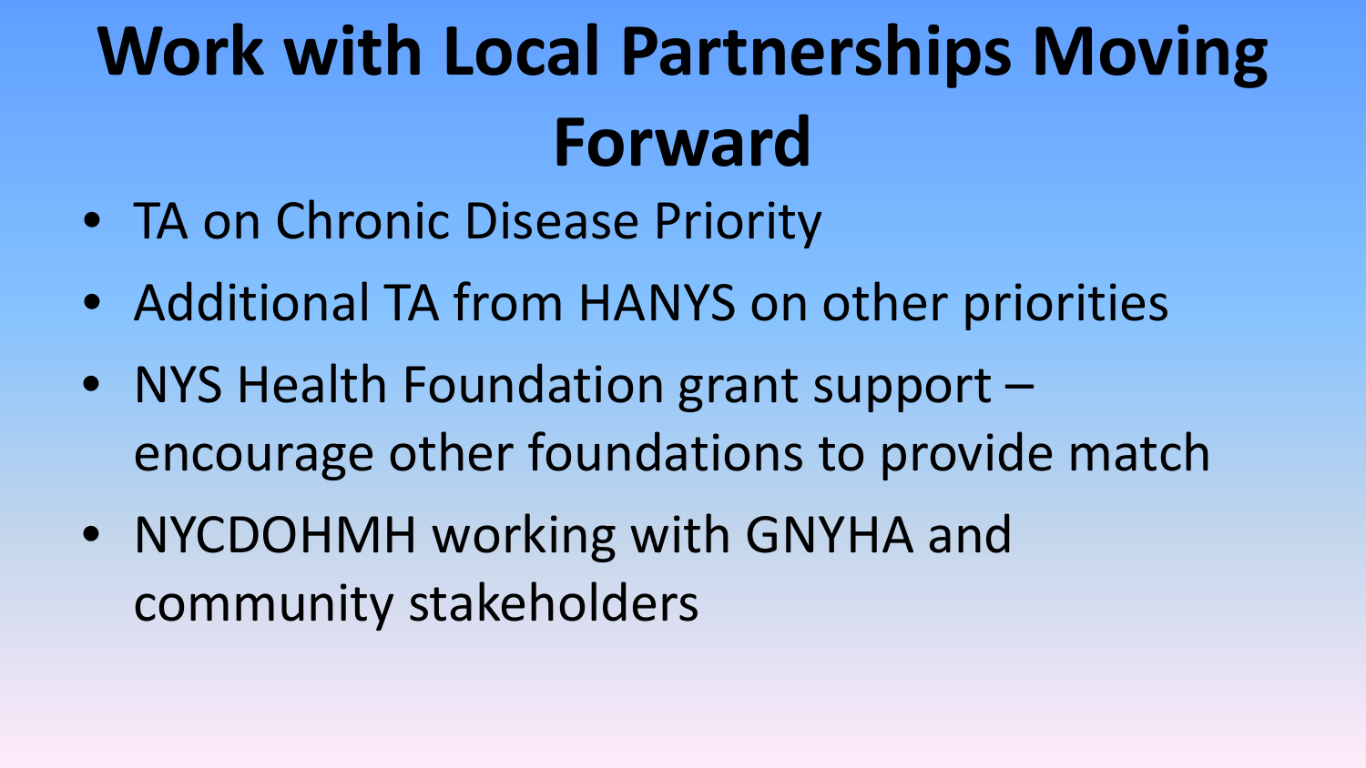# Work with Local Partnerships Moving Forward

- TA on Chronic Disease Priority
- Additional TA from HANYS on other priorities
- NYS Health Foundation grant support – encourage other foundations to provide match
- NYCDOHMH working with GNYHA and community stakeholders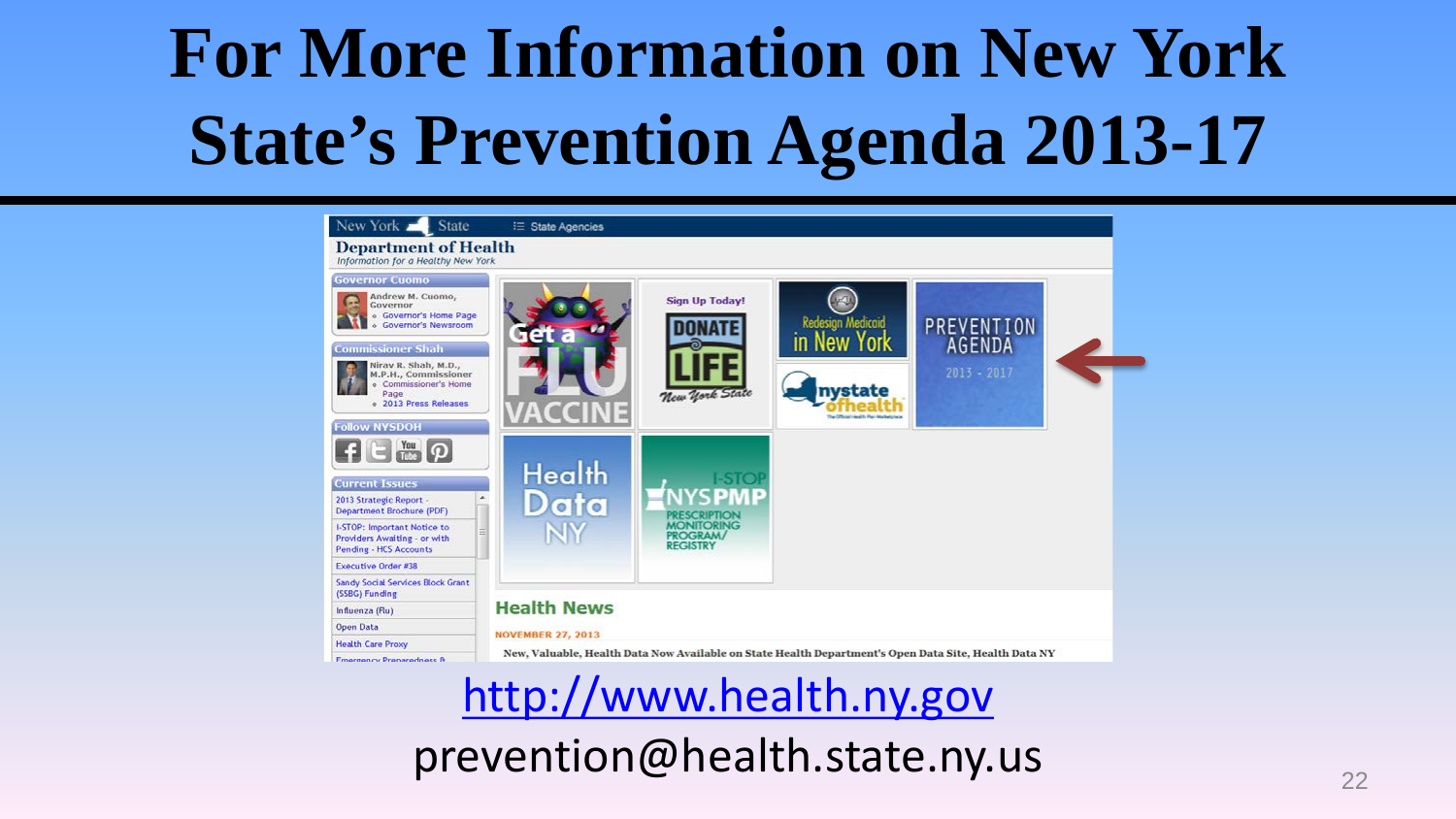# For More Information on New York State's Prevention Agenda 2013-17

http://www.health.ny.gov

prevention@health.state.ny.us